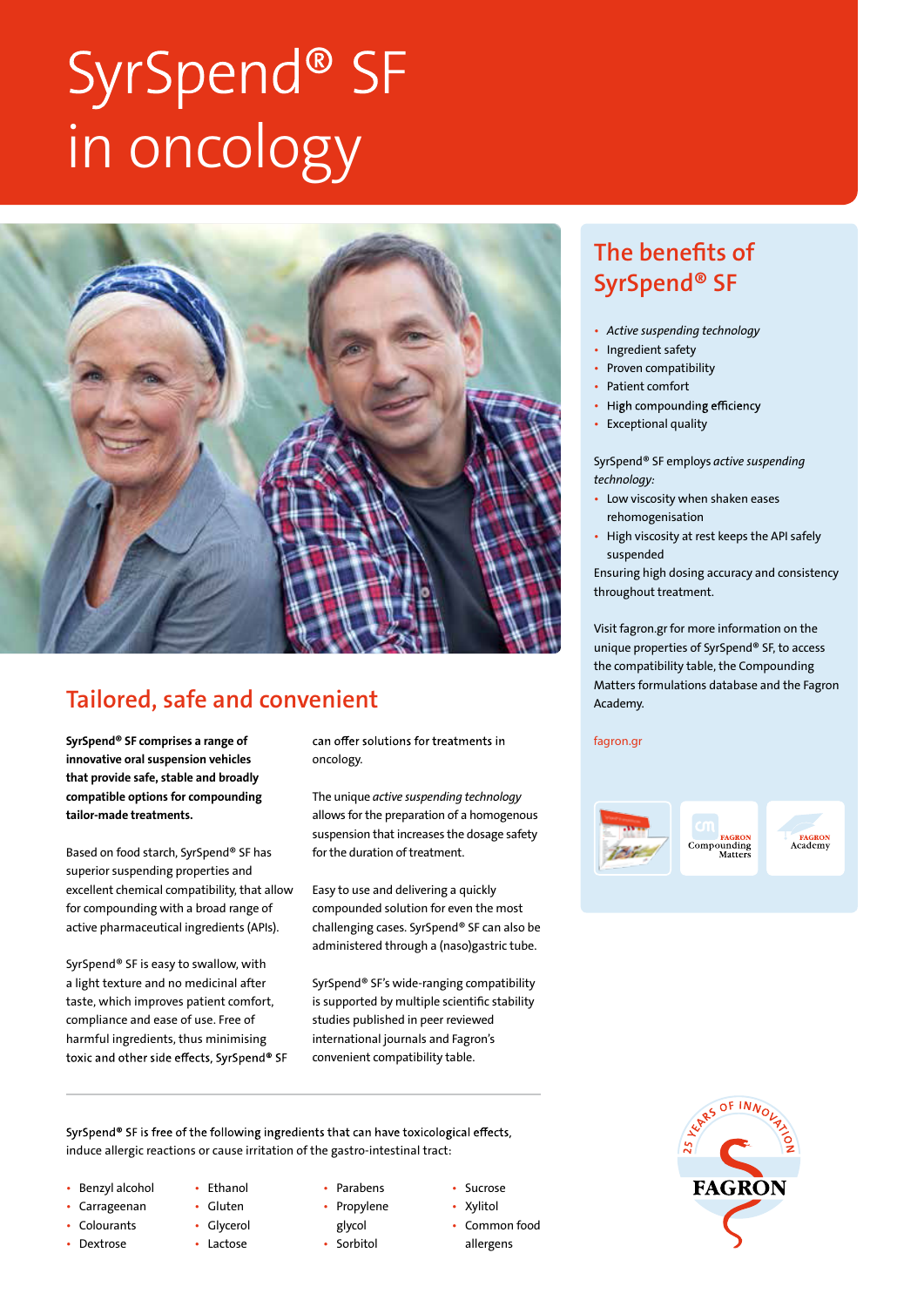# SyrSpend® SF in oncology

## Tailored, safe and convenient

**SyrSpend® SF comprises a range of innovative oral suspension vehicles that provide safe, stable and broadly compatible options for compounding tailor-made treatments.**

Based on food starch, SyrSpend® SF has superior suspending properties and excellent chemical compatibility, that allow for compounding with a broad range of active pharmaceutical ingredients (APIs).

SyrSpend® SF is easy to swallow, with a light texture and no medicinal after taste, which improves patient comfort, compliance and ease of use. Free of harmful ingredients, thus minimising toxic and other side effects, SyrSpend® SF can offer solutions for treatments in oncology.

The unique *active suspending technology* allows for the preparation of a homogenous suspension that increases the dosage safety for the duration of treatment.

Easy to use and delivering a quickly compounded solution for even the most challenging cases. SyrSpend® SF can also be administered through a (naso)gastric tube.

SyrSpend® SF's wide-ranging compatibility is supported by multiple scientific stability studies published in peer reviewed international journals and Fagron's convenient compatibility table.

---

SyrSpend® SF is free of the following ingredients that can have toxicological effects, induce allergic reactions or cause irritation of the gastro-intestinal tract:

- Benzyl alcohol
- Carrageenan
- Colourants
- Dextrose
- Ethanol
- Gluten
- Glycerol
- Lactose
- Parabens
- Propylene glycol
- Sorbitol
- Sucrose
- Xylitol
- Common food allergens

## The benefits of SyrSpend® SF

- *Active suspending technology*
- Ingredient safety
- Proven compatibility
- Patient comfort
- High compounding efficiency
- Exceptional quality

SyrSpend® SF employs *active suspending technology:*

- Low viscosity when shaken eases rehomogenisation
- High viscosity at rest keeps the API safely suspended

Ensuring high dosing accuracy and consistency throughout treatment.

Visit fagron.gr for more information on the unique properties of SyrSpend® SF, to access the compatibility table, the Compounding Matters formulations database and the Fagron Academy.

fagron.gr

FAGRON Compounding Matters

FAGRON Academy

25 YEARS OF INNOVATION FAGRON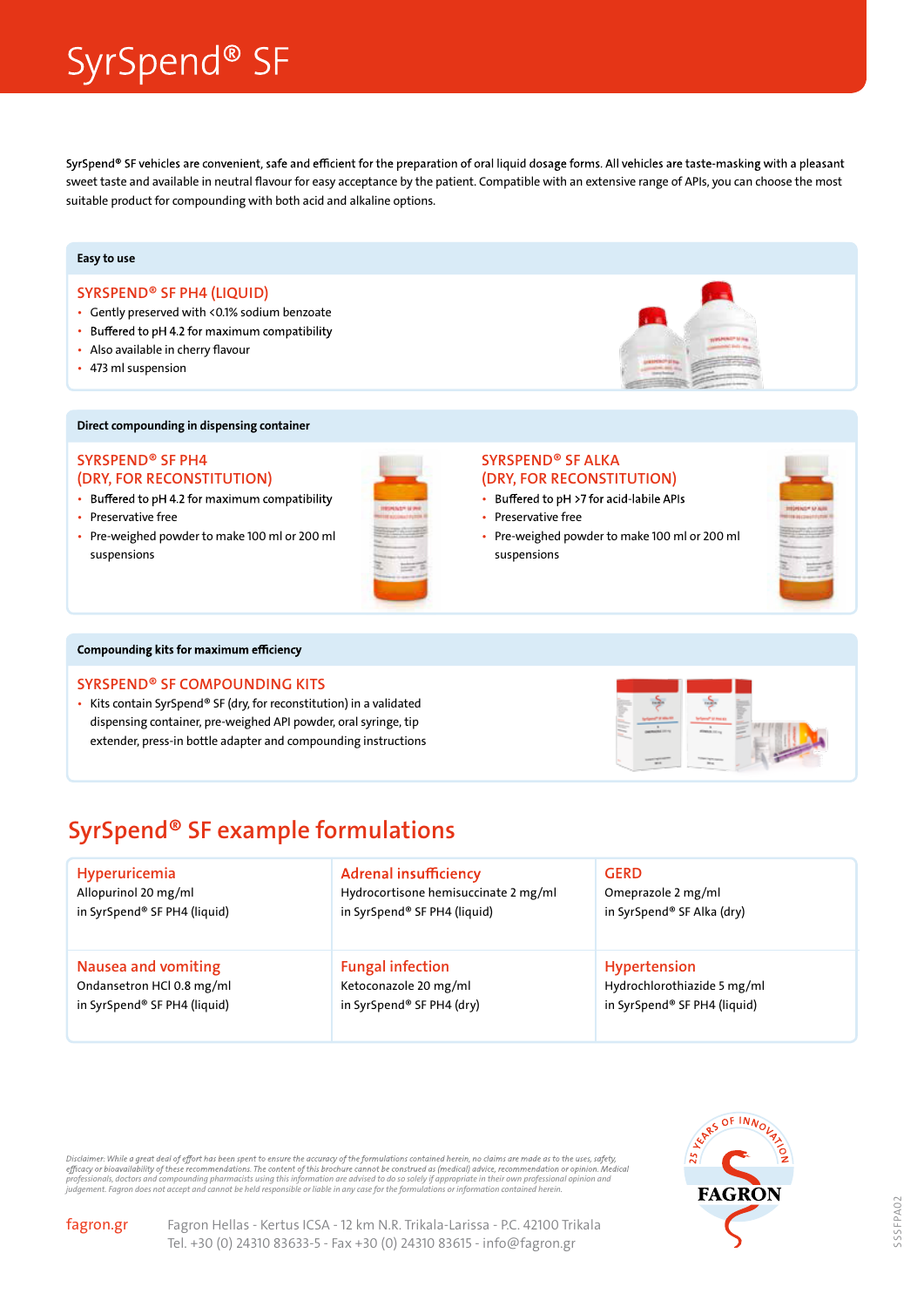# SyrSpend® SF

SyrSpend® SF vehicles are convenient, safe and efficient for the preparation of oral liquid dosage forms. All vehicles are taste-masking with a pleasant sweet taste and available in neutral flavour for easy acceptance by the patient. Compatible with an extensive range of APIs, you can choose the most suitable product for compounding with both acid and alkaline options.

**Easy to use**

### SYRSPEND® SF PH4 (LIQUID)

- Gently preserved with <0.1% sodium benzoate
- Buffered to pH 4.2 for maximum compatibility
- Also available in cherry flavour
- 473 ml suspension

**Direct compounding in dispensing container**

### SYRSPEND® SF PH4 (DRY, FOR RECONSTITUTION)

- Buffered to pH 4.2 for maximum compatibility
- Preservative free
- Pre-weighed powder to make 100 ml or 200 ml suspensions

### SYRSPEND® SF ALKA (DRY, FOR RECONSTITUTION)

- Buffered to pH >7 for acid-labile APIs
- Preservative free
- Pre-weighed powder to make 100 ml or 200 ml suspensions

**Compounding kits for maximum efficiency**

### SYRSPEND® SF COMPOUNDING KITS

- Kits contain SyrSpend® SF (dry, for reconstitution) in a validated dispensing container, pre-weighed API powder, oral syringe, tip extender, press-in bottle adapter and compounding instructions

## SyrSpend® SF example formulations

| | | |
|---|---|---|
| **Hyperuricemia**<br>Allopurinol 20 mg/ml<br>in SyrSpend® SF PH4 (liquid) | **Adrenal insufficiency**<br>Hydrocortisone hemisuccinate 2 mg/ml<br>in SyrSpend® SF PH4 (liquid) | **GERD**<br>Omeprazole 2 mg/ml<br>in SyrSpend® SF Alka (dry) |
| **Nausea and vomiting**<br>Ondansetron HCl 0.8 mg/ml<br>in SyrSpend® SF PH4 (liquid) | **Fungal infection**<br>Ketoconazole 20 mg/ml<br>in SyrSpend® SF PH4 (dry) | **Hypertension**<br>Hydrochlorothiazide 5 mg/ml<br>in SyrSpend® SF PH4 (liquid) |

*Disclaimer: While a great deal of effort has been spent to ensure the accuracy of the formulations contained herein, no claims are made as to the uses, safety, efficacy or bioavailability of these recommendations. The content of this brochure cannot be construed as (medical) advice, recommendation or opinion. Medical professionals, doctors and compounding pharmacists using this information are advised to do so solely if appropriate in their own professional opinion and judgement. Fagron does not accept and cannot be held responsible or liable in any case for the formulations or information contained herein.*

25 YEARS OF INNOVATION
FAGRON

fagron.gr

Fagron Hellas - Kertus ICSA - 12 km N.R. Trikala-Larissa - P.C. 42100 Trikala
Tel. +30 (0) 24310 83633-5 - Fax +30 (0) 24310 83615 - info@fagron.gr

SSSFPA02